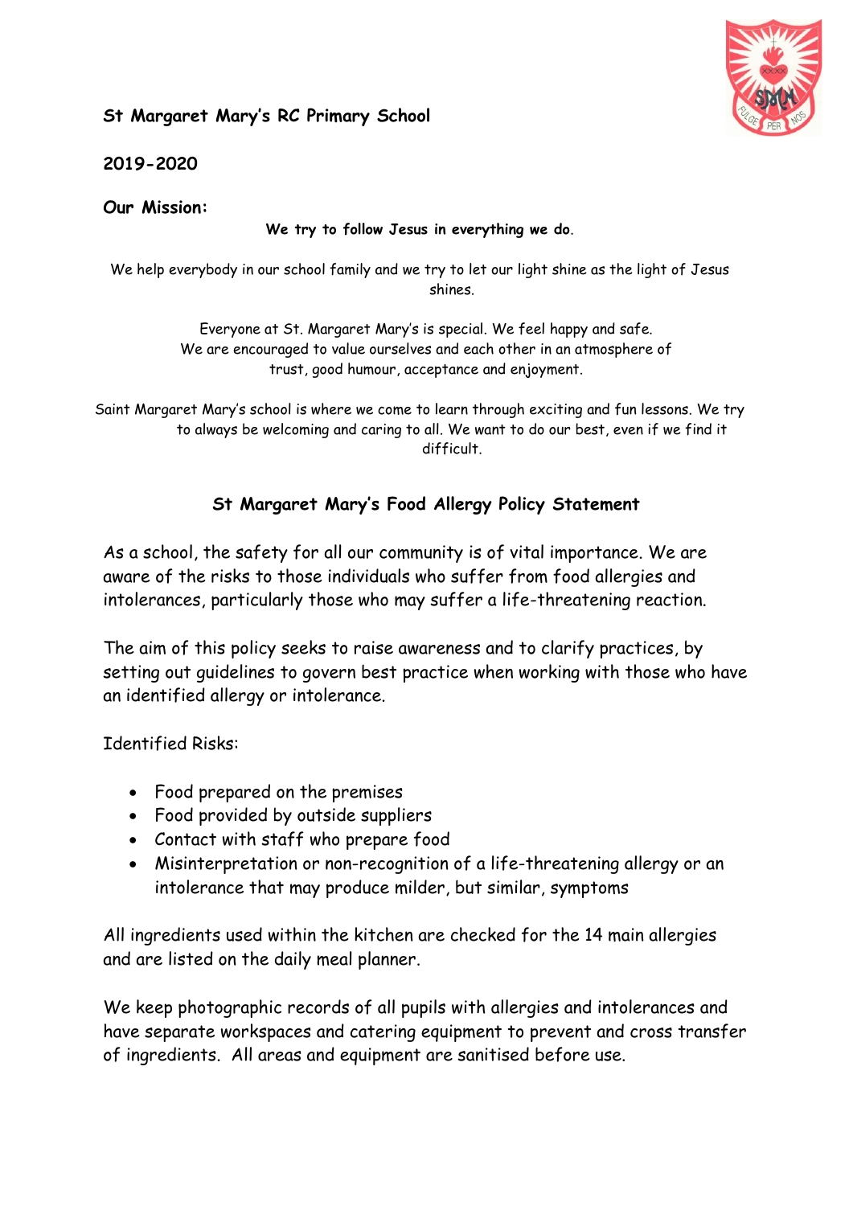**St Margaret Mary's RC Primary School**

**2019-2020**

**Our Mission:**

**We try to follow Jesus in everything we do**.

We help everybody in our school family and we try to let our light shine as the light of Jesus shines.

Everyone at St. Margaret Mary's is special. We feel happy and safe.
We are encouraged to value ourselves and each other in an atmosphere of trust, good humour, acceptance and enjoyment.

Saint Margaret Mary's school is where we come to learn through exciting and fun lessons. We try to always be welcoming and caring to all. We want to do our best, even if we find it difficult.

## St Margaret Mary's Food Allergy Policy Statement

As a school, the safety for all our community is of vital importance. We are aware of the risks to those individuals who suffer from food allergies and intolerances, particularly those who may suffer a life-threatening reaction.

The aim of this policy seeks to raise awareness and to clarify practices, by setting out guidelines to govern best practice when working with those who have an identified allergy or intolerance.

Identified Risks:

- Food prepared on the premises
- Food provided by outside suppliers
- Contact with staff who prepare food
- Misinterpretation or non-recognition of a life-threatening allergy or an intolerance that may produce milder, but similar, symptoms

All ingredients used within the kitchen are checked for the 14 main allergies and are listed on the daily meal planner.

We keep photographic records of all pupils with allergies and intolerances and have separate workspaces and catering equipment to prevent and cross transfer of ingredients. All areas and equipment are sanitised before use.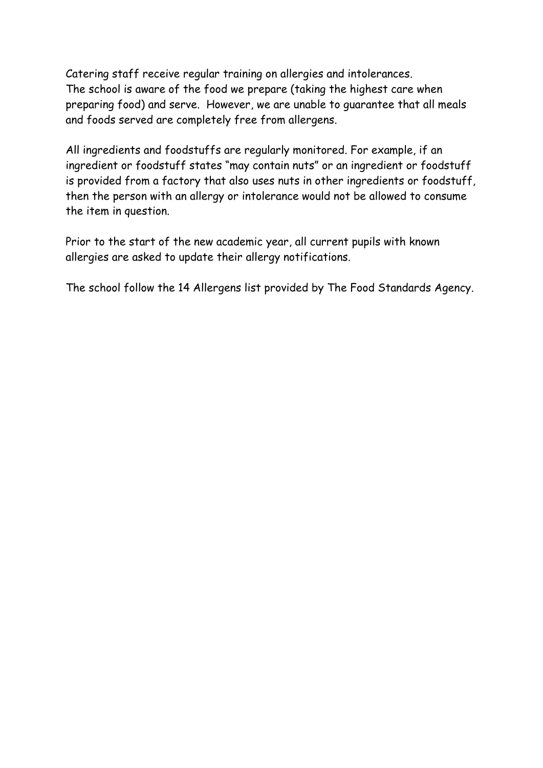Catering staff receive regular training on allergies and intolerances.
The school is aware of the food we prepare (taking the highest care when preparing food) and serve.  However, we are unable to guarantee that all meals and foods served are completely free from allergens.

All ingredients and foodstuffs are regularly monitored. For example, if an ingredient or foodstuff states "may contain nuts" or an ingredient or foodstuff is provided from a factory that also uses nuts in other ingredients or foodstuff, then the person with an allergy or intolerance would not be allowed to consume the item in question.

Prior to the start of the new academic year, all current pupils with known allergies are asked to update their allergy notifications.

The school follow the 14 Allergens list provided by The Food Standards Agency.